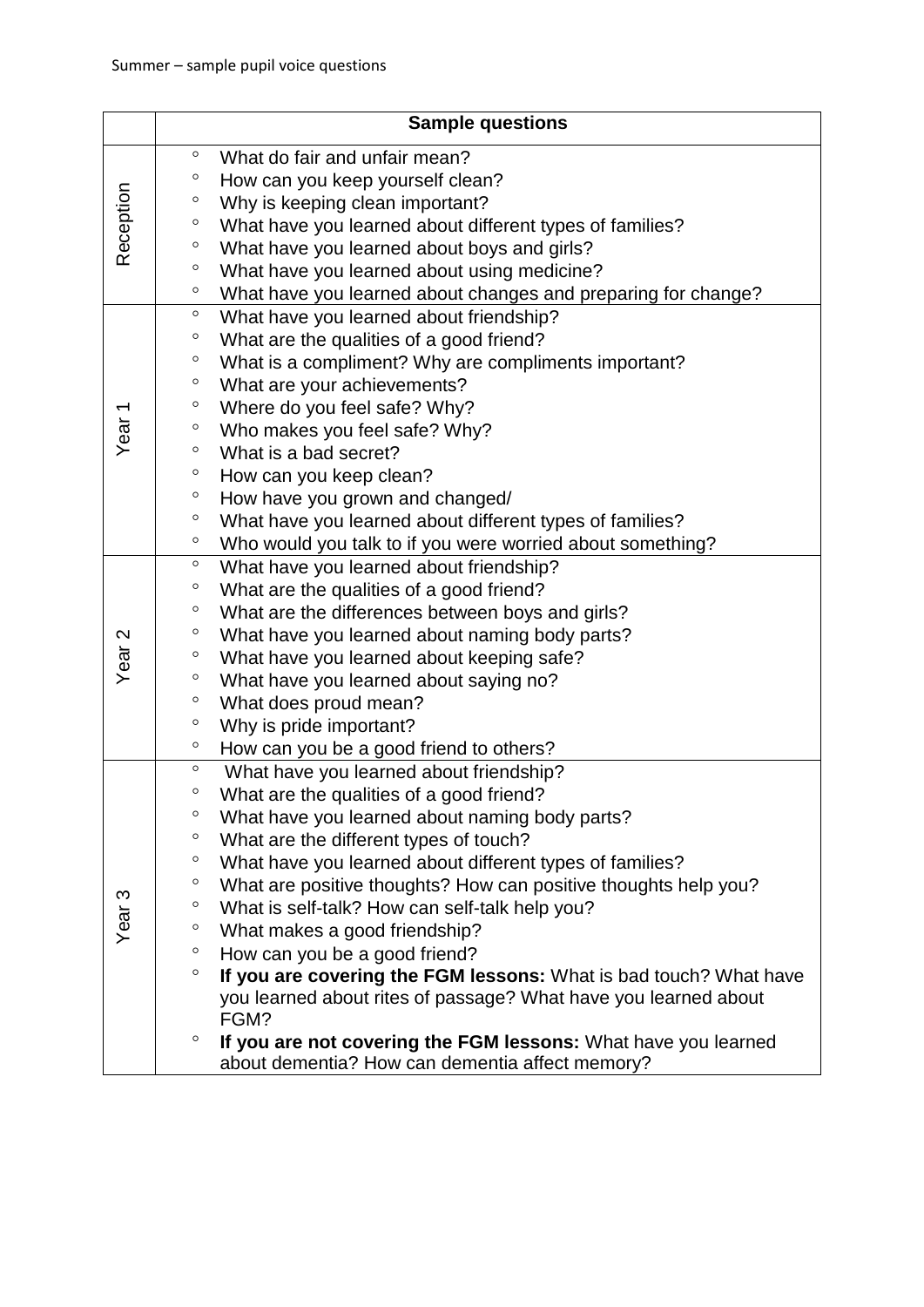Summer – sample pupil voice questions

| | Sample questions |
|---|---|
| Reception | ◦ What do fair and unfair mean?<br>◦ How can you keep yourself clean?<br>◦ Why is keeping clean important?<br>◦ What have you learned about different types of families?<br>◦ What have you learned about boys and girls?<br>◦ What have you learned about using medicine?<br>◦ What have you learned about changes and preparing for change? |
| Year 1 | ◦ What have you learned about friendship?<br>◦ What are the qualities of a good friend?<br>◦ What is a compliment? Why are compliments important?<br>◦ What are your achievements?<br>◦ Where do you feel safe? Why?<br>◦ Who makes you feel safe? Why?<br>◦ What is a bad secret?<br>◦ How can you keep clean?<br>◦ How have you grown and changed/<br>◦ What have you learned about different types of families?<br>◦ Who would you talk to if you were worried about something? |
| Year 2 | ◦ What have you learned about friendship?<br>◦ What are the qualities of a good friend?<br>◦ What are the differences between boys and girls?<br>◦ What have you learned about naming body parts?<br>◦ What have you learned about keeping safe?<br>◦ What have you learned about saying no?<br>◦ What does proud mean?<br>◦ Why is pride important?<br>◦ How can you be a good friend to others? |
| Year 3 | ◦ What have you learned about friendship?<br>◦ What are the qualities of a good friend?<br>◦ What have you learned about naming body parts?<br>◦ What are the different types of touch?<br>◦ What have you learned about different types of families?<br>◦ What are positive thoughts? How can positive thoughts help you?<br>◦ What is self-talk? How can self-talk help you?<br>◦ What makes a good friendship?<br>◦ How can you be a good friend?<br>◦ **If you are covering the FGM lessons:** What is bad touch? What have you learned about rites of passage? What have you learned about FGM?<br>◦ **If you are not covering the FGM lessons:** What have you learned about dementia? How can dementia affect memory? |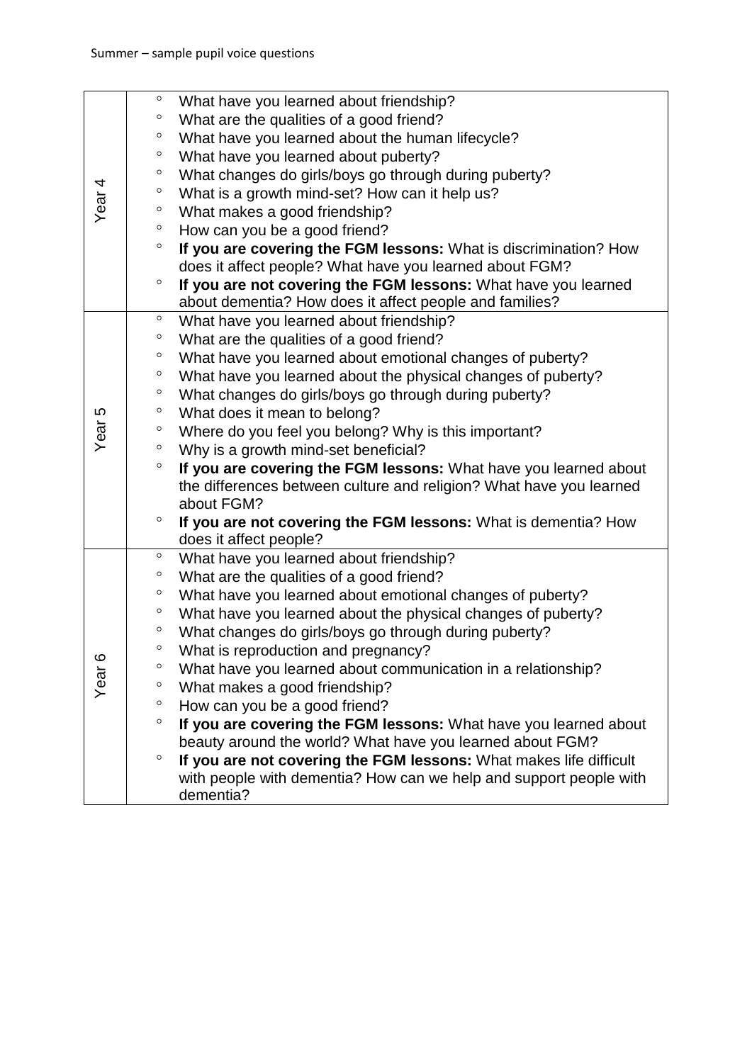Summer – sample pupil voice questions

| | |
|---|---|
| Year 4 | ◦ What have you learned about friendship?<br>◦ What are the qualities of a good friend?<br>◦ What have you learned about the human lifecycle?<br>◦ What have you learned about puberty?<br>◦ What changes do girls/boys go through during puberty?<br>◦ What is a growth mind-set? How can it help us?<br>◦ What makes a good friendship?<br>◦ How can you be a good friend?<br>◦ **If you are covering the FGM lessons:** What is discrimination? How does it affect people? What have you learned about FGM?<br>◦ **If you are not covering the FGM lessons:** What have you learned about dementia? How does it affect people and families? |
| Year 5 | ◦ What have you learned about friendship?<br>◦ What are the qualities of a good friend?<br>◦ What have you learned about emotional changes of puberty?<br>◦ What have you learned about the physical changes of puberty?<br>◦ What changes do girls/boys go through during puberty?<br>◦ What does it mean to belong?<br>◦ Where do you feel you belong? Why is this important?<br>◦ Why is a growth mind-set beneficial?<br>◦ **If you are covering the FGM lessons:** What have you learned about the differences between culture and religion? What have you learned about FGM?<br>◦ **If you are not covering the FGM lessons:** What is dementia? How does it affect people? |
| Year 6 | ◦ What have you learned about friendship?<br>◦ What are the qualities of a good friend?<br>◦ What have you learned about emotional changes of puberty?<br>◦ What have you learned about the physical changes of puberty?<br>◦ What changes do girls/boys go through during puberty?<br>◦ What is reproduction and pregnancy?<br>◦ What have you learned about communication in a relationship?<br>◦ What makes a good friendship?<br>◦ How can you be a good friend?<br>◦ **If you are covering the FGM lessons:** What have you learned about beauty around the world? What have you learned about FGM?<br>◦ **If you are not covering the FGM lessons:** What makes life difficult with people with dementia? How can we help and support people with dementia? |